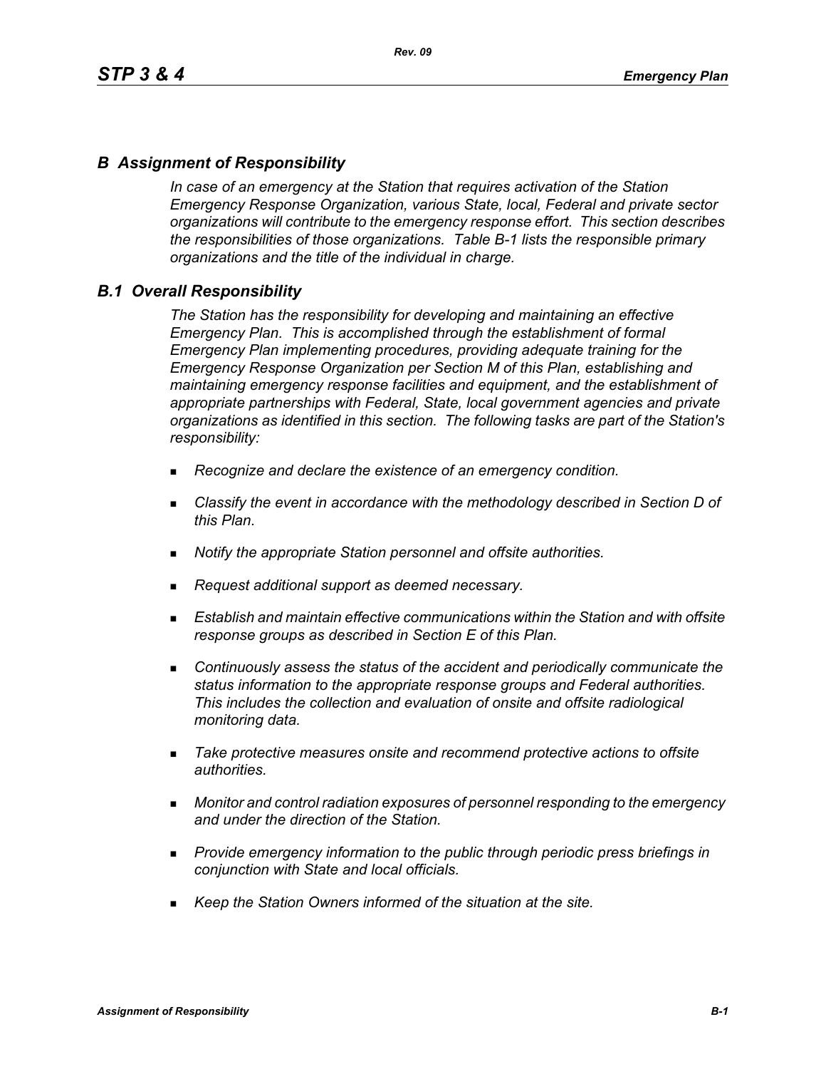## *B Assignment of Responsibility*

*In case of an emergency at the Station that requires activation of the Station Emergency Response Organization, various State, local, Federal and private sector organizations will contribute to the emergency response effort. This section describes the responsibilities of those organizations. Table B-1 lists the responsible primary organizations and the title of the individual in charge.*

### *B.1 Overall Responsibility*

*The Station has the responsibility for developing and maintaining an effective Emergency Plan. This is accomplished through the establishment of formal Emergency Plan implementing procedures, providing adequate training for the Emergency Response Organization per Section M of this Plan, establishing and maintaining emergency response facilities and equipment, and the establishment of appropriate partnerships with Federal, State, local government agencies and private organizations as identified in this section. The following tasks are part of the Station's responsibility:*

- *Recognize and declare the existence of an emergency condition.*
- *Classify the event in accordance with the methodology described in Section D of this Plan.*
- *Notify the appropriate Station personnel and offsite authorities.*
- *Request additional support as deemed necessary.*
- *Establish and maintain effective communications within the Station and with offsite response groups as described in Section E of this Plan.*
- *Continuously assess the status of the accident and periodically communicate the status information to the appropriate response groups and Federal authorities. This includes the collection and evaluation of onsite and offsite radiological monitoring data.*
- *Take protective measures onsite and recommend protective actions to offsite authorities.*
- *Monitor and control radiation exposures of personnel responding to the emergency and under the direction of the Station.*
- *Provide emergency information to the public through periodic press briefings in conjunction with State and local officials.*
- *Keep the Station Owners informed of the situation at the site.*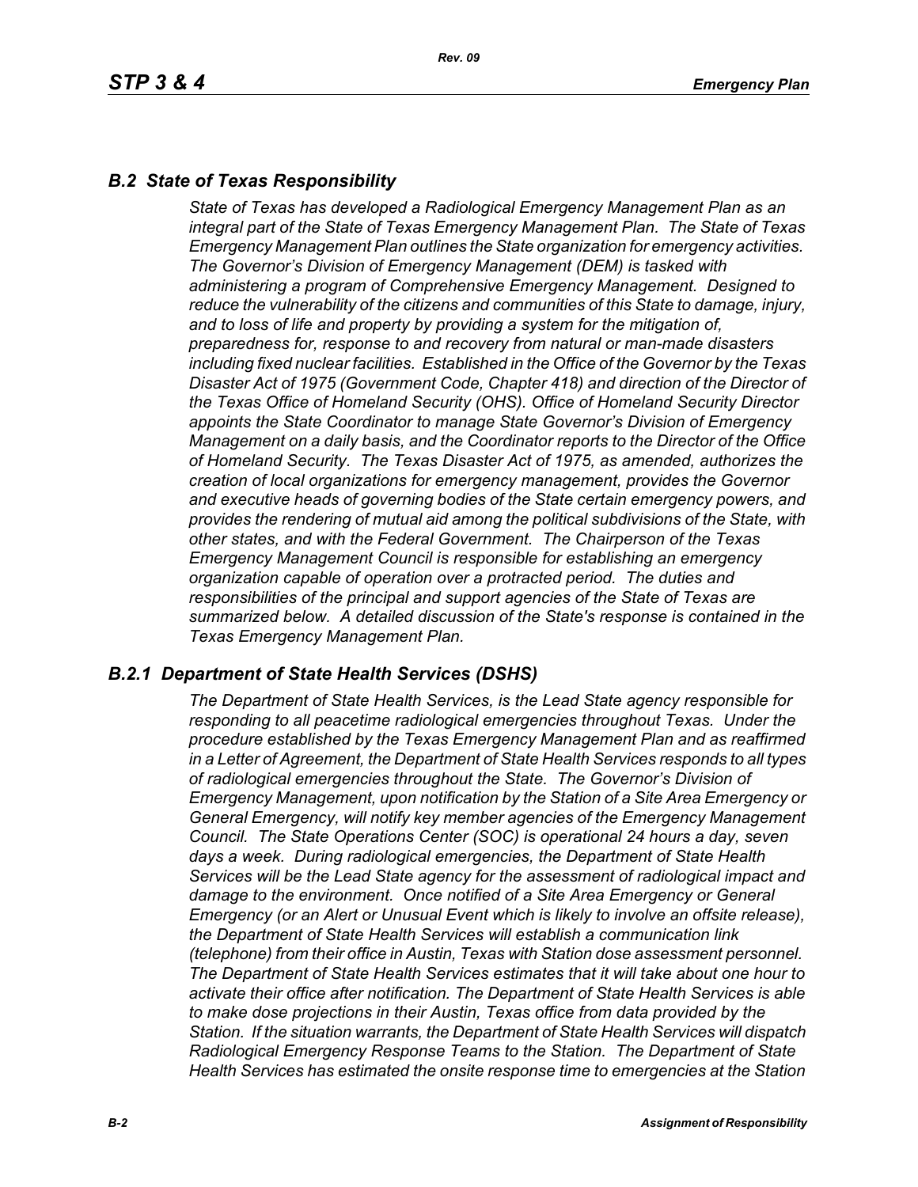## *B.2 State of Texas Responsibility*

*State of Texas has developed a Radiological Emergency Management Plan as an integral part of the State of Texas Emergency Management Plan. The State of Texas Emergency Management Plan outlines the State organization for emergency activities. The Governor's Division of Emergency Management (DEM) is tasked with administering a program of Comprehensive Emergency Management. Designed to reduce the vulnerability of the citizens and communities of this State to damage, injury, and to loss of life and property by providing a system for the mitigation of, preparedness for, response to and recovery from natural or man-made disasters including fixed nuclear facilities. Established in the Office of the Governor by the Texas Disaster Act of 1975 (Government Code, Chapter 418) and direction of the Director of the Texas Office of Homeland Security (OHS). Office of Homeland Security Director appoints the State Coordinator to manage State Governor's Division of Emergency Management on a daily basis, and the Coordinator reports to the Director of the Office of Homeland Security. The Texas Disaster Act of 1975, as amended, authorizes the creation of local organizations for emergency management, provides the Governor and executive heads of governing bodies of the State certain emergency powers, and provides the rendering of mutual aid among the political subdivisions of the State, with other states, and with the Federal Government. The Chairperson of the Texas Emergency Management Council is responsible for establishing an emergency organization capable of operation over a protracted period. The duties and responsibilities of the principal and support agencies of the State of Texas are summarized below. A detailed discussion of the State's response is contained in the Texas Emergency Management Plan.*

## *B.2.1 Department of State Health Services (DSHS)*

*The Department of State Health Services, is the Lead State agency responsible for responding to all peacetime radiological emergencies throughout Texas. Under the procedure established by the Texas Emergency Management Plan and as reaffirmed in a Letter of Agreement, the Department of State Health Services responds to all types of radiological emergencies throughout the State. The Governor's Division of Emergency Management, upon notification by the Station of a Site Area Emergency or General Emergency, will notify key member agencies of the Emergency Management Council. The State Operations Center (SOC) is operational 24 hours a day, seven days a week. During radiological emergencies, the Department of State Health Services will be the Lead State agency for the assessment of radiological impact and damage to the environment. Once notified of a Site Area Emergency or General Emergency (or an Alert or Unusual Event which is likely to involve an offsite release), the Department of State Health Services will establish a communication link (telephone) from their office in Austin, Texas with Station dose assessment personnel. The Department of State Health Services estimates that it will take about one hour to activate their office after notification. The Department of State Health Services is able to make dose projections in their Austin, Texas office from data provided by the Station. If the situation warrants, the Department of State Health Services will dispatch Radiological Emergency Response Teams to the Station. The Department of State Health Services has estimated the onsite response time to emergencies at the Station*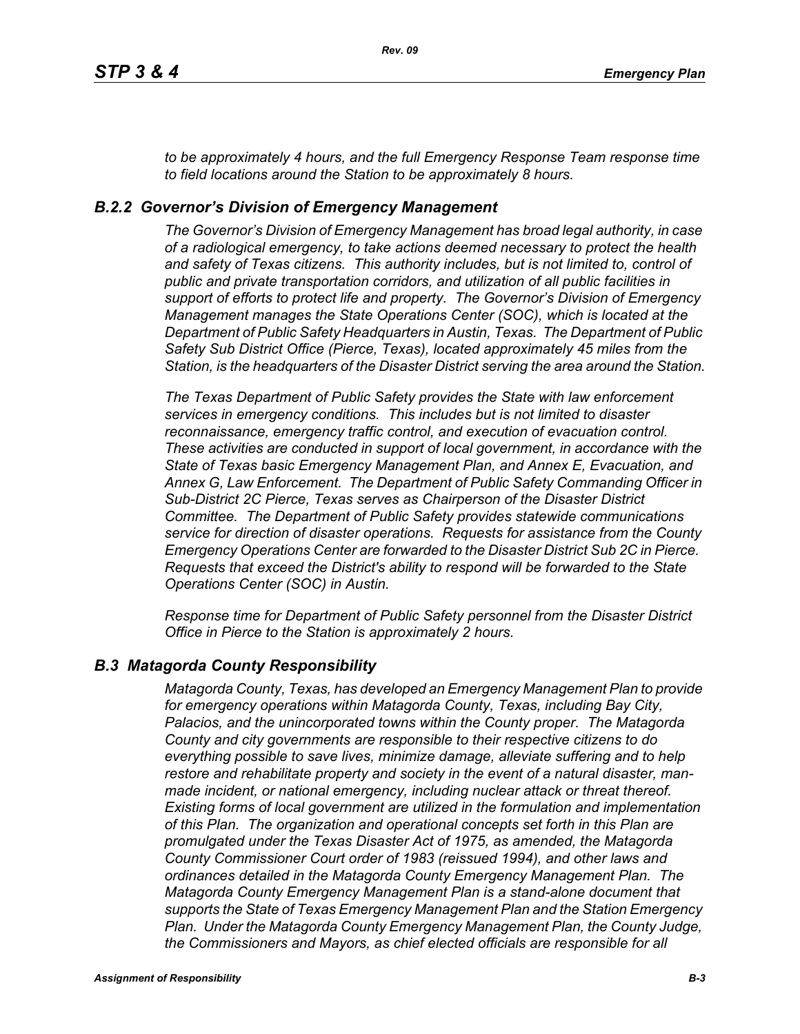*to be approximately 4 hours, and the full Emergency Response Team response time to field locations around the Station to be approximately 8 hours.*

### *B.2.2 Governor's Division of Emergency Management*

*The Governor's Division of Emergency Management has broad legal authority, in case of a radiological emergency, to take actions deemed necessary to protect the health and safety of Texas citizens. This authority includes, but is not limited to, control of public and private transportation corridors, and utilization of all public facilities in support of efforts to protect life and property. The Governor's Division of Emergency Management manages the State Operations Center (SOC), which is located at the Department of Public Safety Headquarters in Austin, Texas. The Department of Public Safety Sub District Office (Pierce, Texas), located approximately 45 miles from the Station, is the headquarters of the Disaster District serving the area around the Station.*

*The Texas Department of Public Safety provides the State with law enforcement services in emergency conditions. This includes but is not limited to disaster reconnaissance, emergency traffic control, and execution of evacuation control. These activities are conducted in support of local government, in accordance with the State of Texas basic Emergency Management Plan, and Annex E, Evacuation, and Annex G, Law Enforcement. The Department of Public Safety Commanding Officer in Sub-District 2C Pierce, Texas serves as Chairperson of the Disaster District Committee. The Department of Public Safety provides statewide communications service for direction of disaster operations. Requests for assistance from the County Emergency Operations Center are forwarded to the Disaster District Sub 2C in Pierce. Requests that exceed the District's ability to respond will be forwarded to the State Operations Center (SOC) in Austin.*

*Response time for Department of Public Safety personnel from the Disaster District Office in Pierce to the Station is approximately 2 hours.*

## *B.3 Matagorda County Responsibility*

*Matagorda County, Texas, has developed an Emergency Management Plan to provide for emergency operations within Matagorda County, Texas, including Bay City, Palacios, and the unincorporated towns within the County proper. The Matagorda County and city governments are responsible to their respective citizens to do everything possible to save lives, minimize damage, alleviate suffering and to help restore and rehabilitate property and society in the event of a natural disaster, man-made incident, or national emergency, including nuclear attack or threat thereof. Existing forms of local government are utilized in the formulation and implementation of this Plan. The organization and operational concepts set forth in this Plan are promulgated under the Texas Disaster Act of 1975, as amended, the Matagorda County Commissioner Court order of 1983 (reissued 1994), and other laws and ordinances detailed in the Matagorda County Emergency Management Plan. The Matagorda County Emergency Management Plan is a stand-alone document that supports the State of Texas Emergency Management Plan and the Station Emergency Plan. Under the Matagorda County Emergency Management Plan, the County Judge, the Commissioners and Mayors, as chief elected officials are responsible for all*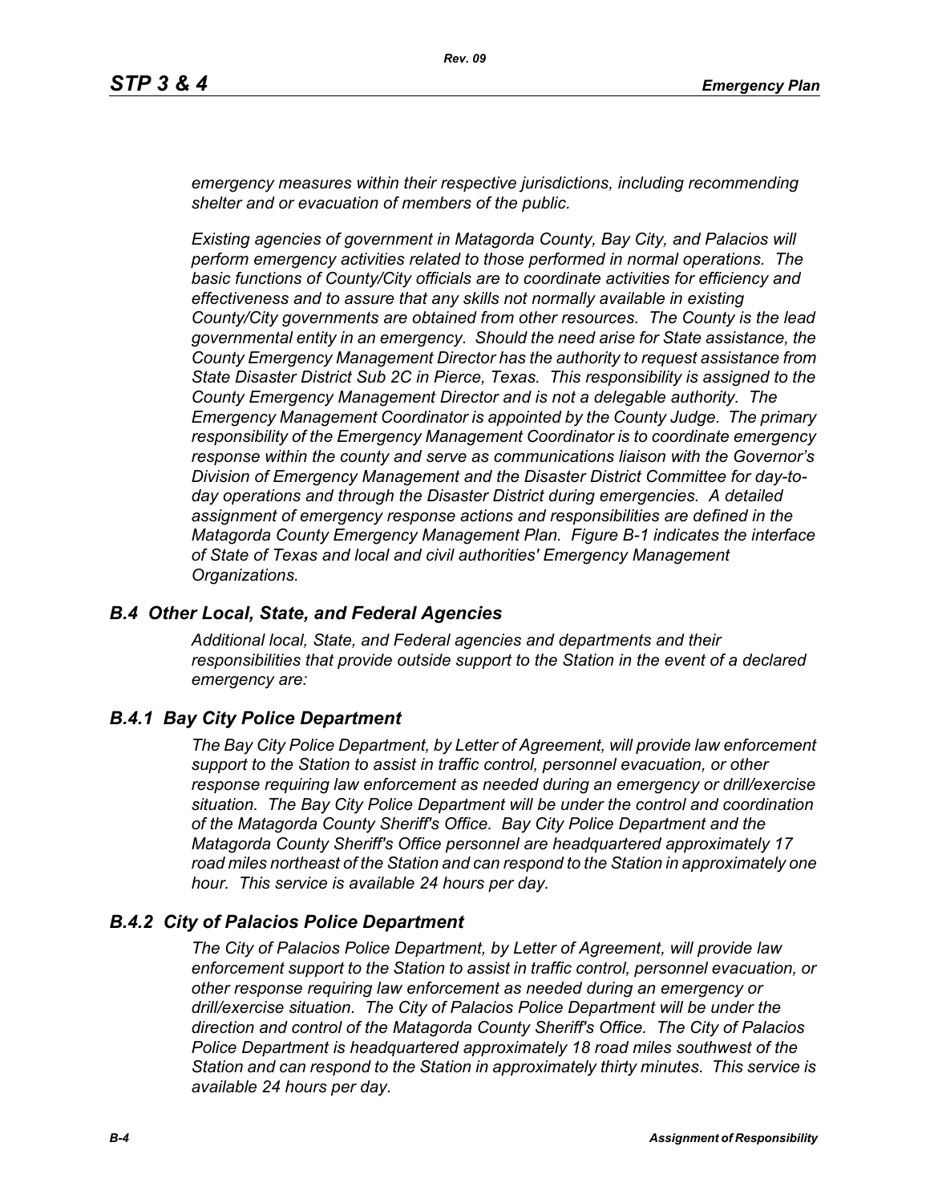*emergency measures within their respective jurisdictions, including recommending shelter and or evacuation of members of the public.*

*Existing agencies of government in Matagorda County, Bay City, and Palacios will perform emergency activities related to those performed in normal operations. The basic functions of County/City officials are to coordinate activities for efficiency and effectiveness and to assure that any skills not normally available in existing County/City governments are obtained from other resources. The County is the lead governmental entity in an emergency. Should the need arise for State assistance, the County Emergency Management Director has the authority to request assistance from State Disaster District Sub 2C in Pierce, Texas. This responsibility is assigned to the County Emergency Management Director and is not a delegable authority. The Emergency Management Coordinator is appointed by the County Judge. The primary responsibility of the Emergency Management Coordinator is to coordinate emergency response within the county and serve as communications liaison with the Governor's Division of Emergency Management and the Disaster District Committee for day-to-day operations and through the Disaster District during emergencies. A detailed assignment of emergency response actions and responsibilities are defined in the Matagorda County Emergency Management Plan. Figure B-1 indicates the interface of State of Texas and local and civil authorities' Emergency Management Organizations.*

## *B.4 Other Local, State, and Federal Agencies*

*Additional local, State, and Federal agencies and departments and their responsibilities that provide outside support to the Station in the event of a declared emergency are:*

### *B.4.1 Bay City Police Department*

*The Bay City Police Department, by Letter of Agreement, will provide law enforcement support to the Station to assist in traffic control, personnel evacuation, or other response requiring law enforcement as needed during an emergency or drill/exercise situation. The Bay City Police Department will be under the control and coordination of the Matagorda County Sheriff's Office. Bay City Police Department and the Matagorda County Sheriff's Office personnel are headquartered approximately 17 road miles northeast of the Station and can respond to the Station in approximately one hour. This service is available 24 hours per day.*

### *B.4.2 City of Palacios Police Department*

*The City of Palacios Police Department, by Letter of Agreement, will provide law enforcement support to the Station to assist in traffic control, personnel evacuation, or other response requiring law enforcement as needed during an emergency or drill/exercise situation. The City of Palacios Police Department will be under the direction and control of the Matagorda County Sheriff's Office. The City of Palacios Police Department is headquartered approximately 18 road miles southwest of the Station and can respond to the Station in approximately thirty minutes. This service is available 24 hours per day.*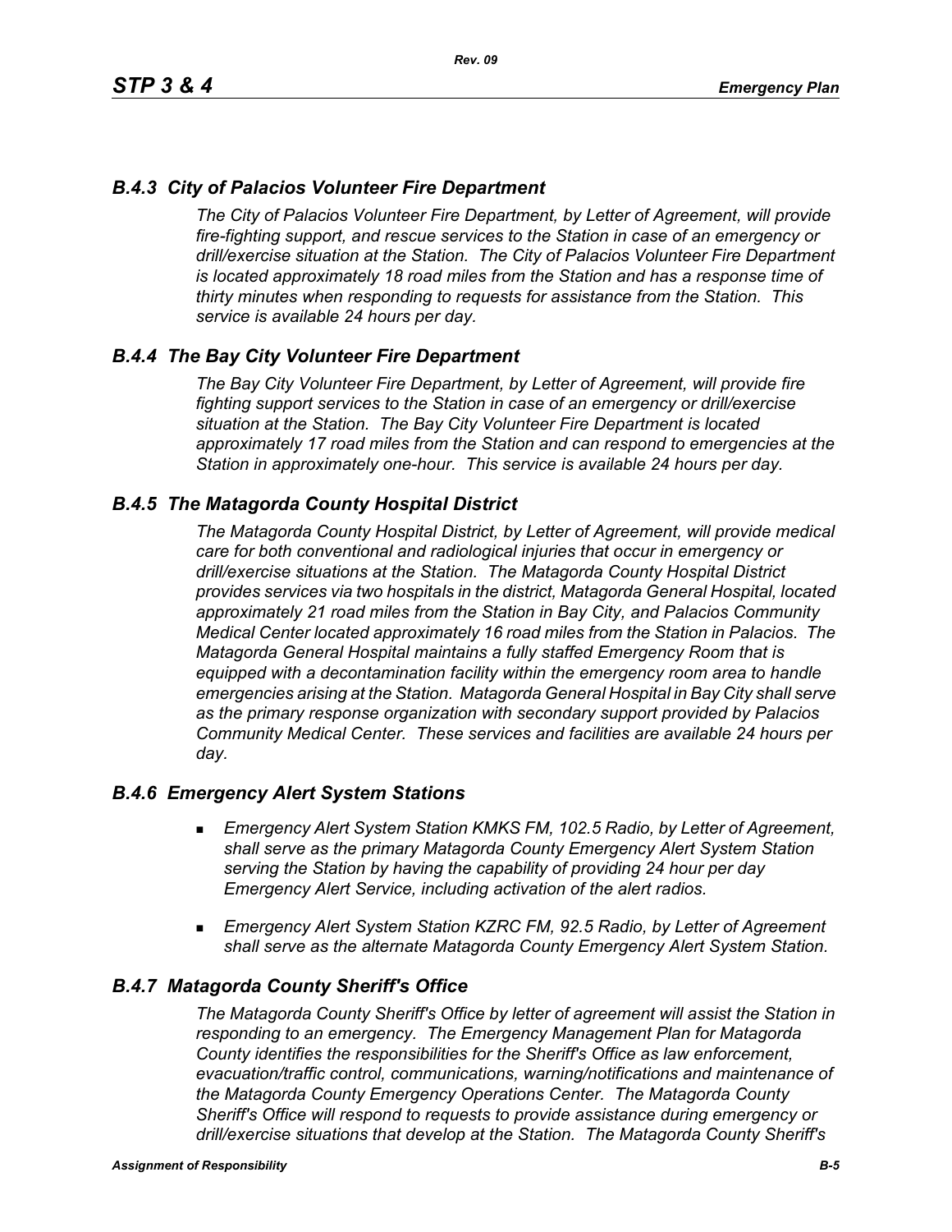### *B.4.3 City of Palacios Volunteer Fire Department*

*The City of Palacios Volunteer Fire Department, by Letter of Agreement, will provide fire-fighting support, and rescue services to the Station in case of an emergency or drill/exercise situation at the Station. The City of Palacios Volunteer Fire Department is located approximately 18 road miles from the Station and has a response time of thirty minutes when responding to requests for assistance from the Station. This service is available 24 hours per day.*

### *B.4.4 The Bay City Volunteer Fire Department*

*The Bay City Volunteer Fire Department, by Letter of Agreement, will provide fire fighting support services to the Station in case of an emergency or drill/exercise situation at the Station. The Bay City Volunteer Fire Department is located approximately 17 road miles from the Station and can respond to emergencies at the Station in approximately one-hour. This service is available 24 hours per day.*

### *B.4.5 The Matagorda County Hospital District*

*The Matagorda County Hospital District, by Letter of Agreement, will provide medical care for both conventional and radiological injuries that occur in emergency or drill/exercise situations at the Station. The Matagorda County Hospital District provides services via two hospitals in the district, Matagorda General Hospital, located approximately 21 road miles from the Station in Bay City, and Palacios Community Medical Center located approximately 16 road miles from the Station in Palacios. The Matagorda General Hospital maintains a fully staffed Emergency Room that is equipped with a decontamination facility within the emergency room area to handle emergencies arising at the Station. Matagorda General Hospital in Bay City shall serve as the primary response organization with secondary support provided by Palacios Community Medical Center. These services and facilities are available 24 hours per day.*

### *B.4.6 Emergency Alert System Stations*

- *Emergency Alert System Station KMKS FM, 102.5 Radio, by Letter of Agreement, shall serve as the primary Matagorda County Emergency Alert System Station serving the Station by having the capability of providing 24 hour per day Emergency Alert Service, including activation of the alert radios.*
- *Emergency Alert System Station KZRC FM, 92.5 Radio, by Letter of Agreement shall serve as the alternate Matagorda County Emergency Alert System Station.*

### *B.4.7 Matagorda County Sheriff's Office*

*The Matagorda County Sheriff's Office by letter of agreement will assist the Station in responding to an emergency. The Emergency Management Plan for Matagorda County identifies the responsibilities for the Sheriff's Office as law enforcement, evacuation/traffic control, communications, warning/notifications and maintenance of the Matagorda County Emergency Operations Center. The Matagorda County Sheriff's Office will respond to requests to provide assistance during emergency or drill/exercise situations that develop at the Station. The Matagorda County Sheriff's*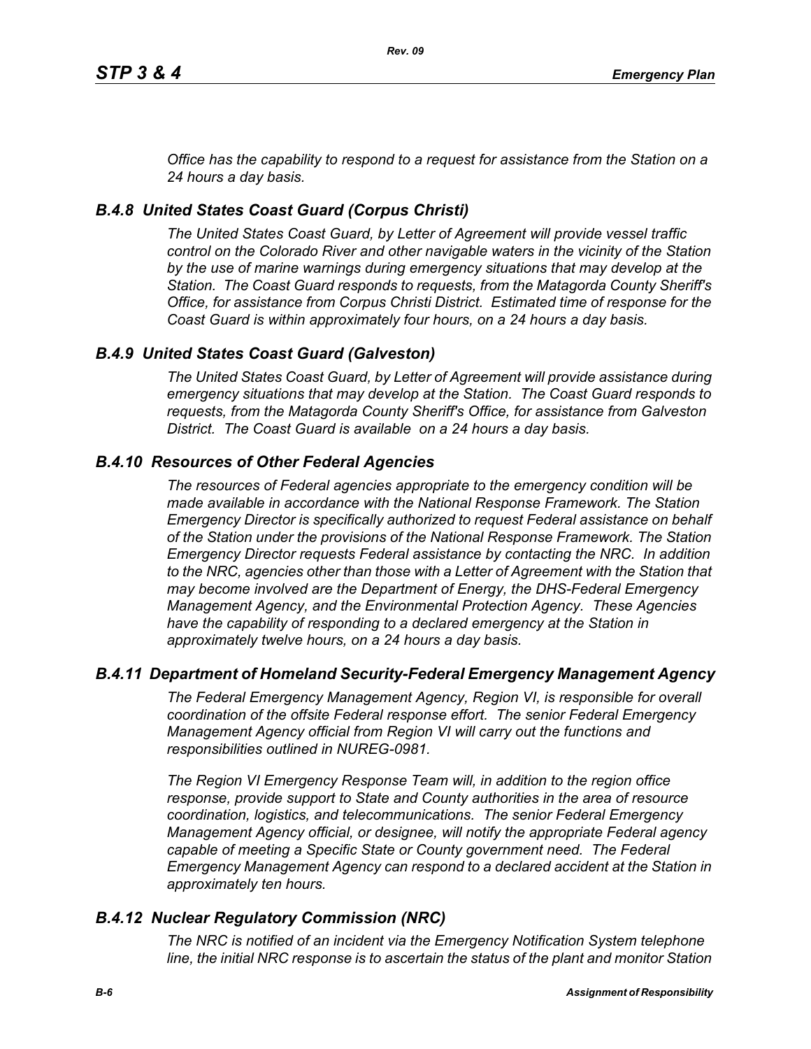*Office has the capability to respond to a request for assistance from the Station on a 24 hours a day basis.*

### *B.4.8 United States Coast Guard (Corpus Christi)*

*The United States Coast Guard, by Letter of Agreement will provide vessel traffic control on the Colorado River and other navigable waters in the vicinity of the Station by the use of marine warnings during emergency situations that may develop at the Station. The Coast Guard responds to requests, from the Matagorda County Sheriff's Office, for assistance from Corpus Christi District. Estimated time of response for the Coast Guard is within approximately four hours, on a 24 hours a day basis.*

### *B.4.9 United States Coast Guard (Galveston)*

*The United States Coast Guard, by Letter of Agreement will provide assistance during emergency situations that may develop at the Station. The Coast Guard responds to requests, from the Matagorda County Sheriff's Office, for assistance from Galveston District. The Coast Guard is available on a 24 hours a day basis.*

### *B.4.10 Resources of Other Federal Agencies*

*The resources of Federal agencies appropriate to the emergency condition will be made available in accordance with the National Response Framework. The Station Emergency Director is specifically authorized to request Federal assistance on behalf of the Station under the provisions of the National Response Framework. The Station Emergency Director requests Federal assistance by contacting the NRC. In addition to the NRC, agencies other than those with a Letter of Agreement with the Station that may become involved are the Department of Energy, the DHS-Federal Emergency Management Agency, and the Environmental Protection Agency. These Agencies have the capability of responding to a declared emergency at the Station in approximately twelve hours, on a 24 hours a day basis.*

### *B.4.11 Department of Homeland Security-Federal Emergency Management Agency*

*The Federal Emergency Management Agency, Region VI, is responsible for overall coordination of the offsite Federal response effort. The senior Federal Emergency Management Agency official from Region VI will carry out the functions and responsibilities outlined in NUREG-0981.*

*The Region VI Emergency Response Team will, in addition to the region office response, provide support to State and County authorities in the area of resource coordination, logistics, and telecommunications. The senior Federal Emergency Management Agency official, or designee, will notify the appropriate Federal agency capable of meeting a Specific State or County government need. The Federal Emergency Management Agency can respond to a declared accident at the Station in approximately ten hours.*

### *B.4.12 Nuclear Regulatory Commission (NRC)*

*The NRC is notified of an incident via the Emergency Notification System telephone line, the initial NRC response is to ascertain the status of the plant and monitor Station*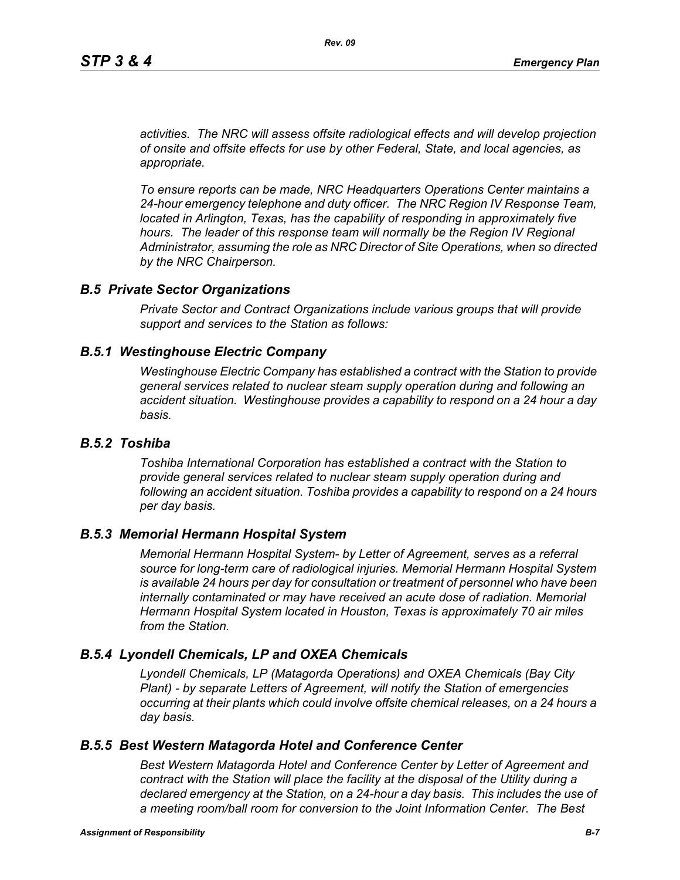*activities. The NRC will assess offsite radiological effects and will develop projection of onsite and offsite effects for use by other Federal, State, and local agencies, as appropriate.*

*To ensure reports can be made, NRC Headquarters Operations Center maintains a 24-hour emergency telephone and duty officer. The NRC Region IV Response Team, located in Arlington, Texas, has the capability of responding in approximately five hours. The leader of this response team will normally be the Region IV Regional Administrator, assuming the role as NRC Director of Site Operations, when so directed by the NRC Chairperson.*

## *B.5 Private Sector Organizations*

*Private Sector and Contract Organizations include various groups that will provide support and services to the Station as follows:*

### *B.5.1 Westinghouse Electric Company*

*Westinghouse Electric Company has established a contract with the Station to provide general services related to nuclear steam supply operation during and following an accident situation. Westinghouse provides a capability to respond on a 24 hour a day basis.*

### *B.5.2 Toshiba*

*Toshiba International Corporation has established a contract with the Station to provide general services related to nuclear steam supply operation during and following an accident situation. Toshiba provides a capability to respond on a 24 hours per day basis.*

### *B.5.3 Memorial Hermann Hospital System*

*Memorial Hermann Hospital System- by Letter of Agreement, serves as a referral source for long-term care of radiological injuries. Memorial Hermann Hospital System is available 24 hours per day for consultation or treatment of personnel who have been internally contaminated or may have received an acute dose of radiation. Memorial Hermann Hospital System located in Houston, Texas is approximately 70 air miles from the Station.*

### *B.5.4 Lyondell Chemicals, LP and OXEA Chemicals*

*Lyondell Chemicals, LP (Matagorda Operations) and OXEA Chemicals (Bay City Plant) - by separate Letters of Agreement, will notify the Station of emergencies occurring at their plants which could involve offsite chemical releases, on a 24 hours a day basis.*

### *B.5.5 Best Western Matagorda Hotel and Conference Center*

*Best Western Matagorda Hotel and Conference Center by Letter of Agreement and contract with the Station will place the facility at the disposal of the Utility during a declared emergency at the Station, on a 24-hour a day basis. This includes the use of a meeting room/ball room for conversion to the Joint Information Center. The Best*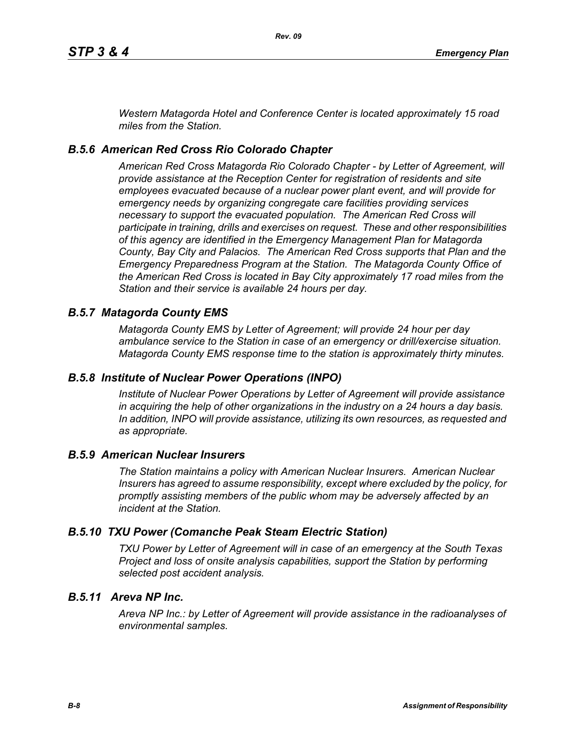*Western Matagorda Hotel and Conference Center is located approximately 15 road miles from the Station.*

### *B.5.6 American Red Cross Rio Colorado Chapter*

*American Red Cross Matagorda Rio Colorado Chapter - by Letter of Agreement, will provide assistance at the Reception Center for registration of residents and site employees evacuated because of a nuclear power plant event, and will provide for emergency needs by organizing congregate care facilities providing services necessary to support the evacuated population. The American Red Cross will participate in training, drills and exercises on request. These and other responsibilities of this agency are identified in the Emergency Management Plan for Matagorda County, Bay City and Palacios. The American Red Cross supports that Plan and the Emergency Preparedness Program at the Station. The Matagorda County Office of the American Red Cross is located in Bay City approximately 17 road miles from the Station and their service is available 24 hours per day.*

### *B.5.7 Matagorda County EMS*

*Matagorda County EMS by Letter of Agreement; will provide 24 hour per day ambulance service to the Station in case of an emergency or drill/exercise situation. Matagorda County EMS response time to the station is approximately thirty minutes.*

### *B.5.8 Institute of Nuclear Power Operations (INPO)*

*Institute of Nuclear Power Operations by Letter of Agreement will provide assistance in acquiring the help of other organizations in the industry on a 24 hours a day basis. In addition, INPO will provide assistance, utilizing its own resources, as requested and as appropriate.*

### *B.5.9 American Nuclear Insurers*

*The Station maintains a policy with American Nuclear Insurers. American Nuclear Insurers has agreed to assume responsibility, except where excluded by the policy, for promptly assisting members of the public whom may be adversely affected by an incident at the Station.*

### *B.5.10 TXU Power (Comanche Peak Steam Electric Station)*

*TXU Power by Letter of Agreement will in case of an emergency at the South Texas Project and loss of onsite analysis capabilities, support the Station by performing selected post accident analysis.*

### *B.5.11 Areva NP Inc.*

*Areva NP Inc.: by Letter of Agreement will provide assistance in the radioanalyses of environmental samples.*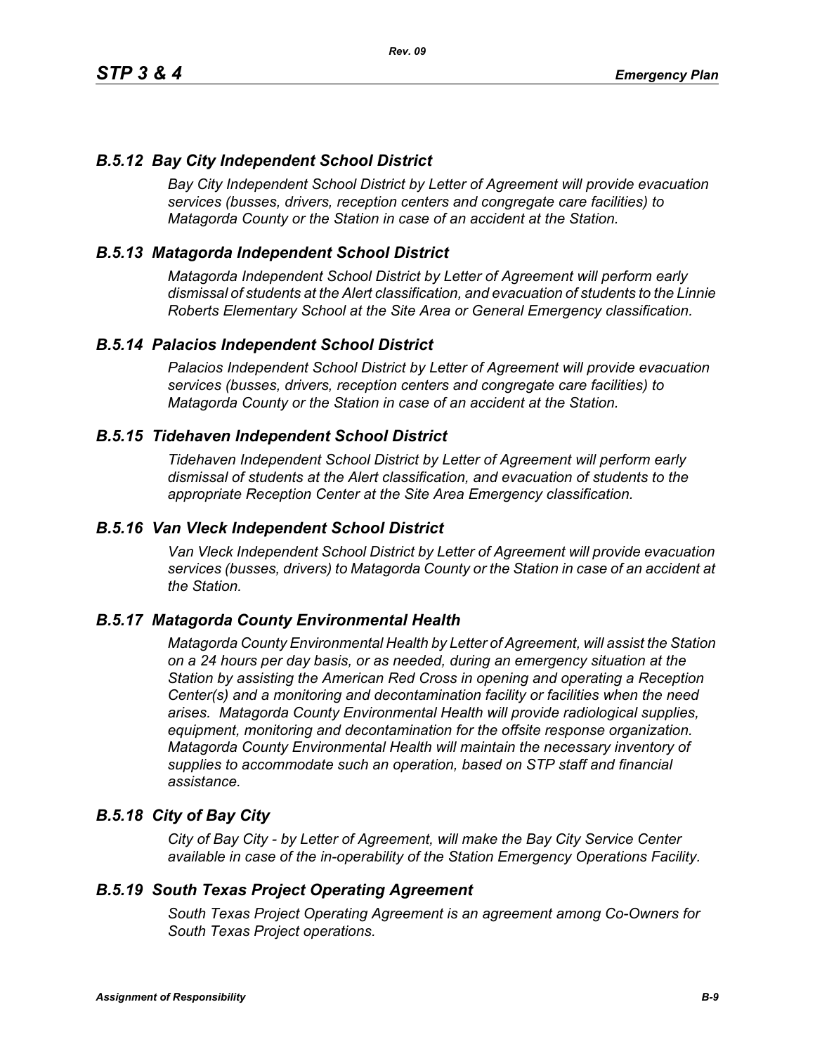### *B.5.12 Bay City Independent School District*

*Bay City Independent School District by Letter of Agreement will provide evacuation services (busses, drivers, reception centers and congregate care facilities) to Matagorda County or the Station in case of an accident at the Station.*

### *B.5.13 Matagorda Independent School District*

*Matagorda Independent School District by Letter of Agreement will perform early dismissal of students at the Alert classification, and evacuation of students to the Linnie Roberts Elementary School at the Site Area or General Emergency classification.*

### *B.5.14 Palacios Independent School District*

*Palacios Independent School District by Letter of Agreement will provide evacuation services (busses, drivers, reception centers and congregate care facilities) to Matagorda County or the Station in case of an accident at the Station.*

### *B.5.15 Tidehaven Independent School District*

*Tidehaven Independent School District by Letter of Agreement will perform early dismissal of students at the Alert classification, and evacuation of students to the appropriate Reception Center at the Site Area Emergency classification.*

### *B.5.16 Van Vleck Independent School District*

*Van Vleck Independent School District by Letter of Agreement will provide evacuation services (busses, drivers) to Matagorda County or the Station in case of an accident at the Station.*

### *B.5.17 Matagorda County Environmental Health*

*Matagorda County Environmental Health by Letter of Agreement, will assist the Station on a 24 hours per day basis, or as needed, during an emergency situation at the Station by assisting the American Red Cross in opening and operating a Reception Center(s) and a monitoring and decontamination facility or facilities when the need arises. Matagorda County Environmental Health will provide radiological supplies, equipment, monitoring and decontamination for the offsite response organization. Matagorda County Environmental Health will maintain the necessary inventory of supplies to accommodate such an operation, based on STP staff and financial assistance.*

### *B.5.18 City of Bay City*

*City of Bay City - by Letter of Agreement, will make the Bay City Service Center available in case of the in-operability of the Station Emergency Operations Facility.*

### *B.5.19 South Texas Project Operating Agreement*

*South Texas Project Operating Agreement is an agreement among Co-Owners for South Texas Project operations.*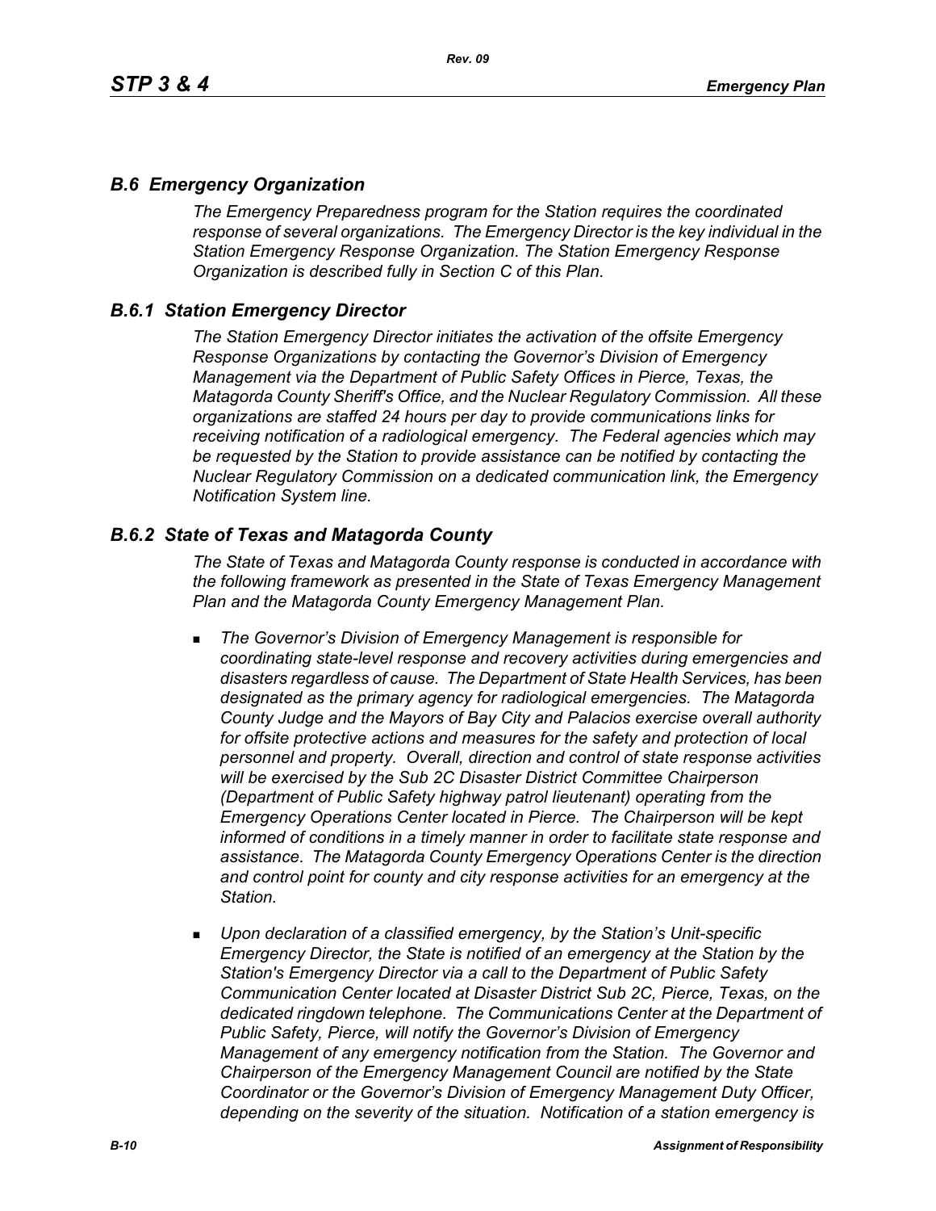## *B.6 Emergency Organization*

*The Emergency Preparedness program for the Station requires the coordinated response of several organizations. The Emergency Director is the key individual in the Station Emergency Response Organization. The Station Emergency Response Organization is described fully in Section C of this Plan.*

## *B.6.1 Station Emergency Director*

*The Station Emergency Director initiates the activation of the offsite Emergency Response Organizations by contacting the Governor's Division of Emergency Management via the Department of Public Safety Offices in Pierce, Texas, the Matagorda County Sheriff's Office, and the Nuclear Regulatory Commission. All these organizations are staffed 24 hours per day to provide communications links for receiving notification of a radiological emergency. The Federal agencies which may be requested by the Station to provide assistance can be notified by contacting the Nuclear Regulatory Commission on a dedicated communication link, the Emergency Notification System line.*

## *B.6.2 State of Texas and Matagorda County*

*The State of Texas and Matagorda County response is conducted in accordance with the following framework as presented in the State of Texas Emergency Management Plan and the Matagorda County Emergency Management Plan.*

- *The Governor's Division of Emergency Management is responsible for coordinating state-level response and recovery activities during emergencies and disasters regardless of cause. The Department of State Health Services, has been designated as the primary agency for radiological emergencies. The Matagorda County Judge and the Mayors of Bay City and Palacios exercise overall authority for offsite protective actions and measures for the safety and protection of local personnel and property. Overall, direction and control of state response activities will be exercised by the Sub 2C Disaster District Committee Chairperson (Department of Public Safety highway patrol lieutenant) operating from the Emergency Operations Center located in Pierce. The Chairperson will be kept informed of conditions in a timely manner in order to facilitate state response and assistance. The Matagorda County Emergency Operations Center is the direction and control point for county and city response activities for an emergency at the Station.*
- *Upon declaration of a classified emergency, by the Station's Unit-specific Emergency Director, the State is notified of an emergency at the Station by the Station's Emergency Director via a call to the Department of Public Safety Communication Center located at Disaster District Sub 2C, Pierce, Texas, on the dedicated ringdown telephone. The Communications Center at the Department of Public Safety, Pierce, will notify the Governor's Division of Emergency Management of any emergency notification from the Station. The Governor and Chairperson of the Emergency Management Council are notified by the State Coordinator or the Governor's Division of Emergency Management Duty Officer, depending on the severity of the situation. Notification of a station emergency is*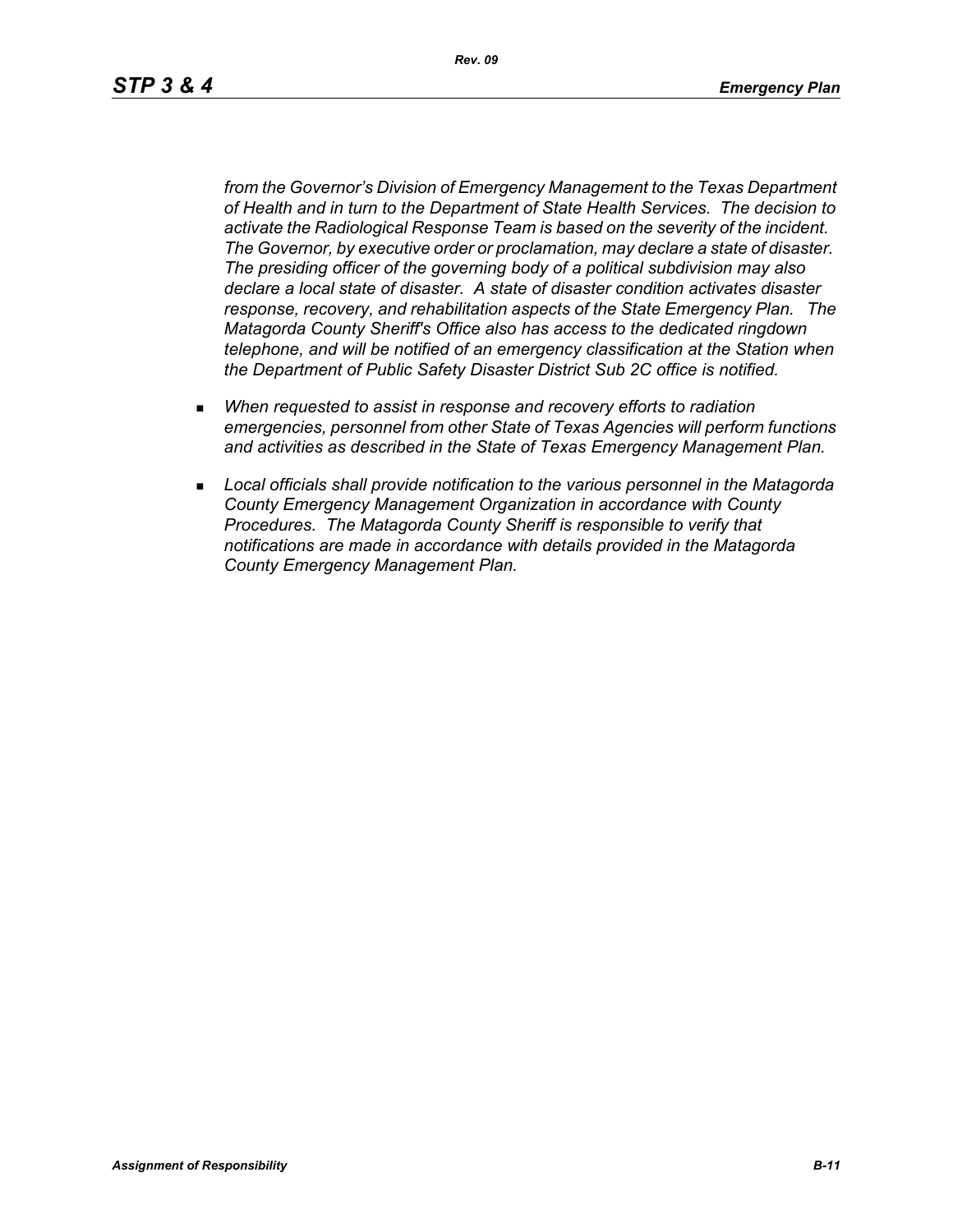*from the Governor's Division of Emergency Management to the Texas Department of Health and in turn to the Department of State Health Services. The decision to activate the Radiological Response Team is based on the severity of the incident. The Governor, by executive order or proclamation, may declare a state of disaster. The presiding officer of the governing body of a political subdivision may also declare a local state of disaster. A state of disaster condition activates disaster response, recovery, and rehabilitation aspects of the State Emergency Plan. The Matagorda County Sheriff's Office also has access to the dedicated ringdown telephone, and will be notified of an emergency classification at the Station when the Department of Public Safety Disaster District Sub 2C office is notified.*

- *When requested to assist in response and recovery efforts to radiation emergencies, personnel from other State of Texas Agencies will perform functions and activities as described in the State of Texas Emergency Management Plan.*
- *Local officials shall provide notification to the various personnel in the Matagorda County Emergency Management Organization in accordance with County Procedures. The Matagorda County Sheriff is responsible to verify that notifications are made in accordance with details provided in the Matagorda County Emergency Management Plan.*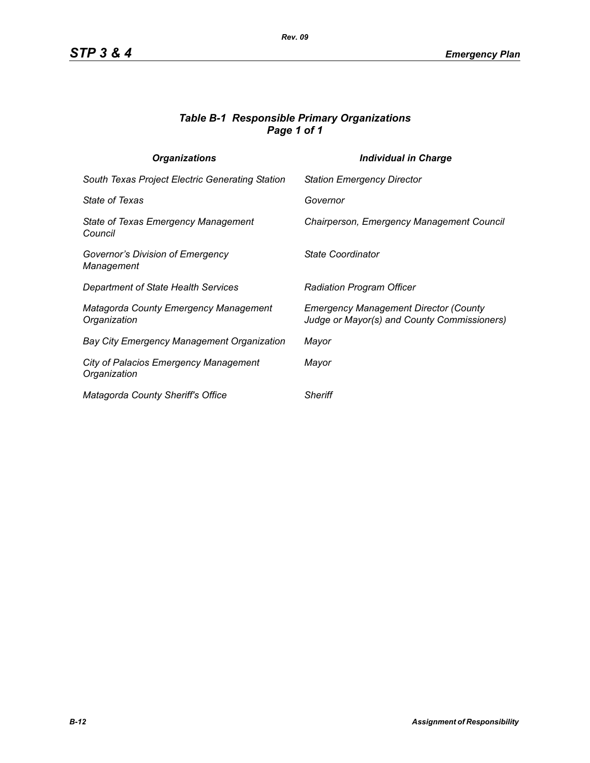### *Table B-1 Responsible Primary Organizations*
### *Page 1 of 1*

| *Organizations* | *Individual in Charge* |
|---|---|
| *South Texas Project Electric Generating Station* | *Station Emergency Director* |
| *State of Texas* | *Governor* |
| *State of Texas Emergency Management Council* | *Chairperson, Emergency Management Council* |
| *Governor's Division of Emergency Management* | *State Coordinator* |
| *Department of State Health Services* | *Radiation Program Officer* |
| *Matagorda County Emergency Management Organization* | *Emergency Management Director (County Judge or Mayor(s) and County Commissioners)* |
| *Bay City Emergency Management Organization* | *Mayor* |
| *City of Palacios Emergency Management Organization* | *Mayor* |
| *Matagorda County Sheriff's Office* | *Sheriff* |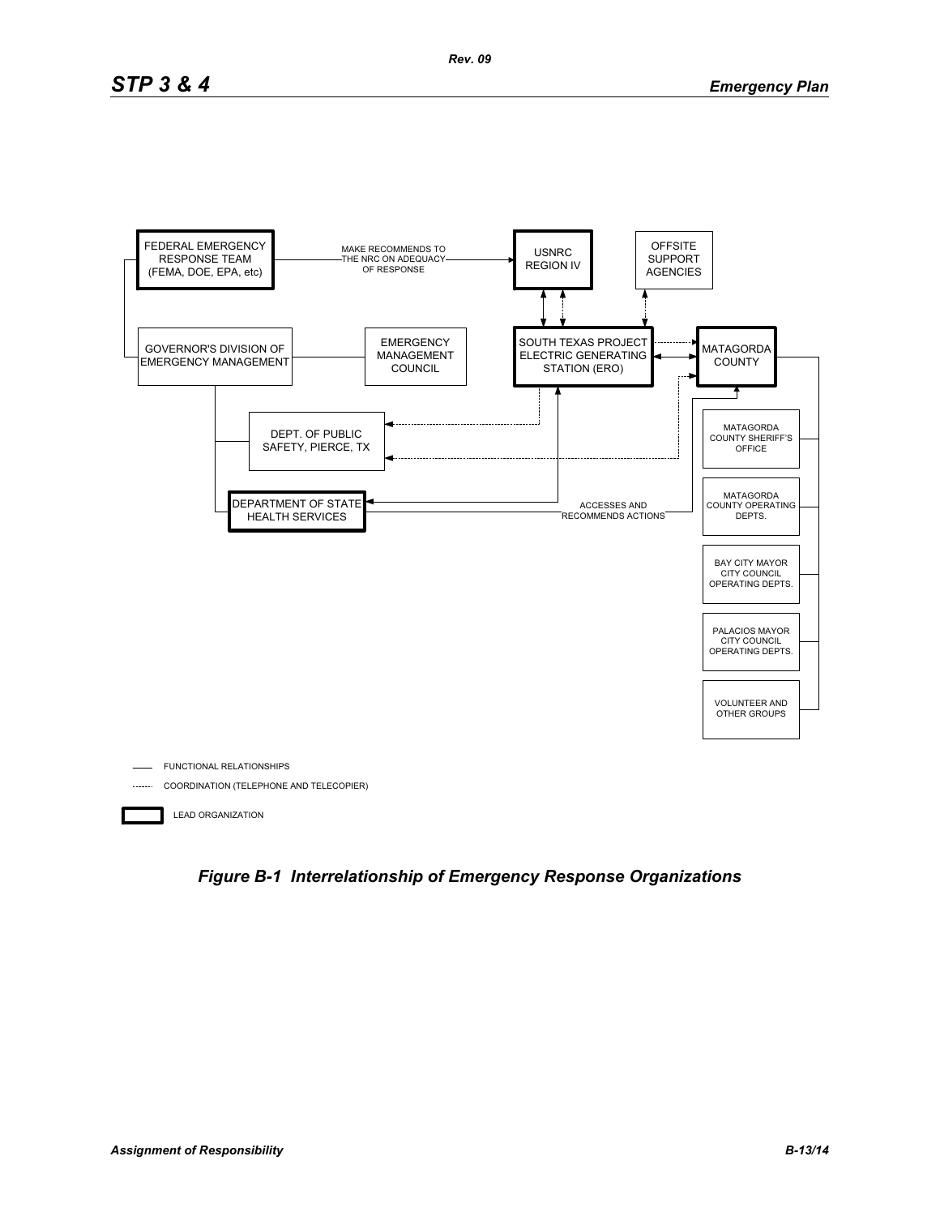FEDERAL EMERGENCY RESPONSE TEAM (FEMA, DOE, EPA, etc)

MAKE RECOMMENDS TO THE NRC ON ADEQUACY OF RESPONSE

USNRC REGION IV

OFFSITE SUPPORT AGENCIES

GOVERNOR'S DIVISION OF EMERGENCY MANAGEMENT

EMERGENCY MANAGEMENT COUNCIL

SOUTH TEXAS PROJECT ELECTRIC GENERATING STATION (ERO)

MATAGORDA COUNTY

DEPT. OF PUBLIC SAFETY, PIERCE, TX

MATAGORDA COUNTY SHERIFF'S OFFICE

MATAGORDA COUNTY OPERATING DEPTS.

DEPARTMENT OF STATE HEALTH SERVICES

ACCESSES AND RECOMMENDS ACTIONS

BAY CITY MAYOR CITY COUNCIL OPERATING DEPTS.

PALACIOS MAYOR CITY COUNCIL OPERATING DEPTS.

VOLUNTEER AND OTHER GROUPS

FUNCTIONAL RELATIONSHIPS

COORDINATION (TELEPHONE AND TELECOPIER)

LEAD ORGANIZATION

*Figure B-1 Interrelationship of Emergency Response Organizations*